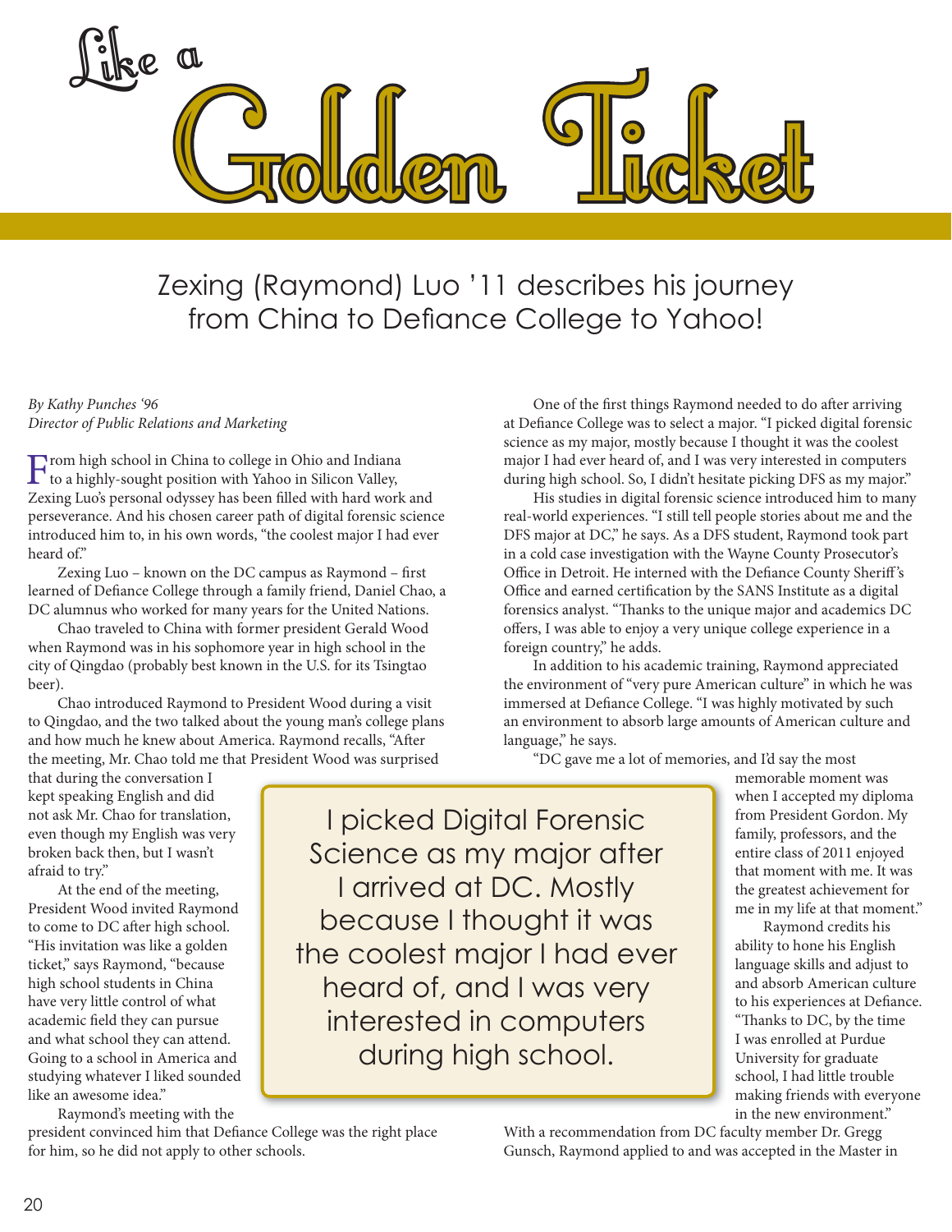# Like a Golden Ticket

## Zexing (Raymond) Luo '11 describes his journey from China to Defiance College to Yahoo!

*By Kathy Punches '96*
*Director of Public Relations and Marketing*

From high school in China to college in Ohio and Indiana to a highly-sought position with Yahoo in Silicon Valley, Zexing Luo's personal odyssey has been filled with hard work and perseverance. And his chosen career path of digital forensic science introduced him to, in his own words, "the coolest major I had ever heard of."

Zexing Luo – known on the DC campus as Raymond – first learned of Defiance College through a family friend, Daniel Chao, a DC alumnus who worked for many years for the United Nations.

Chao traveled to China with former president Gerald Wood when Raymond was in his sophomore year in high school in the city of Qingdao (probably best known in the U.S. for its Tsingtao beer).

Chao introduced Raymond to President Wood during a visit to Qingdao, and the two talked about the young man's college plans and how much he knew about America. Raymond recalls, "After the meeting, Mr. Chao told me that President Wood was surprised that during the conversation I kept speaking English and did not ask Mr. Chao for translation, even though my English was very broken back then, but I wasn't afraid to try."

At the end of the meeting, President Wood invited Raymond to come to DC after high school. "His invitation was like a golden ticket," says Raymond, "because high school students in China have very little control of what academic field they can pursue and what school they can attend. Going to a school in America and studying whatever I liked sounded like an awesome idea."

Raymond's meeting with the president convinced him that Defiance College was the right place for him, so he did not apply to other schools.

> I picked Digital Forensic Science as my major after I arrived at DC. Mostly because I thought it was the coolest major I had ever heard of, and I was very interested in computers during high school.

One of the first things Raymond needed to do after arriving at Defiance College was to select a major. "I picked digital forensic science as my major, mostly because I thought it was the coolest major I had ever heard of, and I was very interested in computers during high school. So, I didn't hesitate picking DFS as my major."

His studies in digital forensic science introduced him to many real-world experiences. "I still tell people stories about me and the DFS major at DC," he says. As a DFS student, Raymond took part in a cold case investigation with the Wayne County Prosecutor's Office in Detroit. He interned with the Defiance County Sheriff's Office and earned certification by the SANS Institute as a digital forensics analyst. "Thanks to the unique major and academics DC offers, I was able to enjoy a very unique college experience in a foreign country," he adds.

In addition to his academic training, Raymond appreciated the environment of "very pure American culture" in which he was immersed at Defiance College. "I was highly motivated by such an environment to absorb large amounts of American culture and language," he says.

"DC gave me a lot of memories, and I'd say the most memorable moment was when I accepted my diploma from President Gordon. My family, professors, and the entire class of 2011 enjoyed that moment with me. It was the greatest achievement for me in my life at that moment."

Raymond credits his ability to hone his English language skills and adjust to and absorb American culture to his experiences at Defiance. "Thanks to DC, by the time I was enrolled at Purdue University for graduate school, I had little trouble making friends with everyone in the new environment."

With a recommendation from DC faculty member Dr. Gregg Gunsch, Raymond applied to and was accepted in the Master in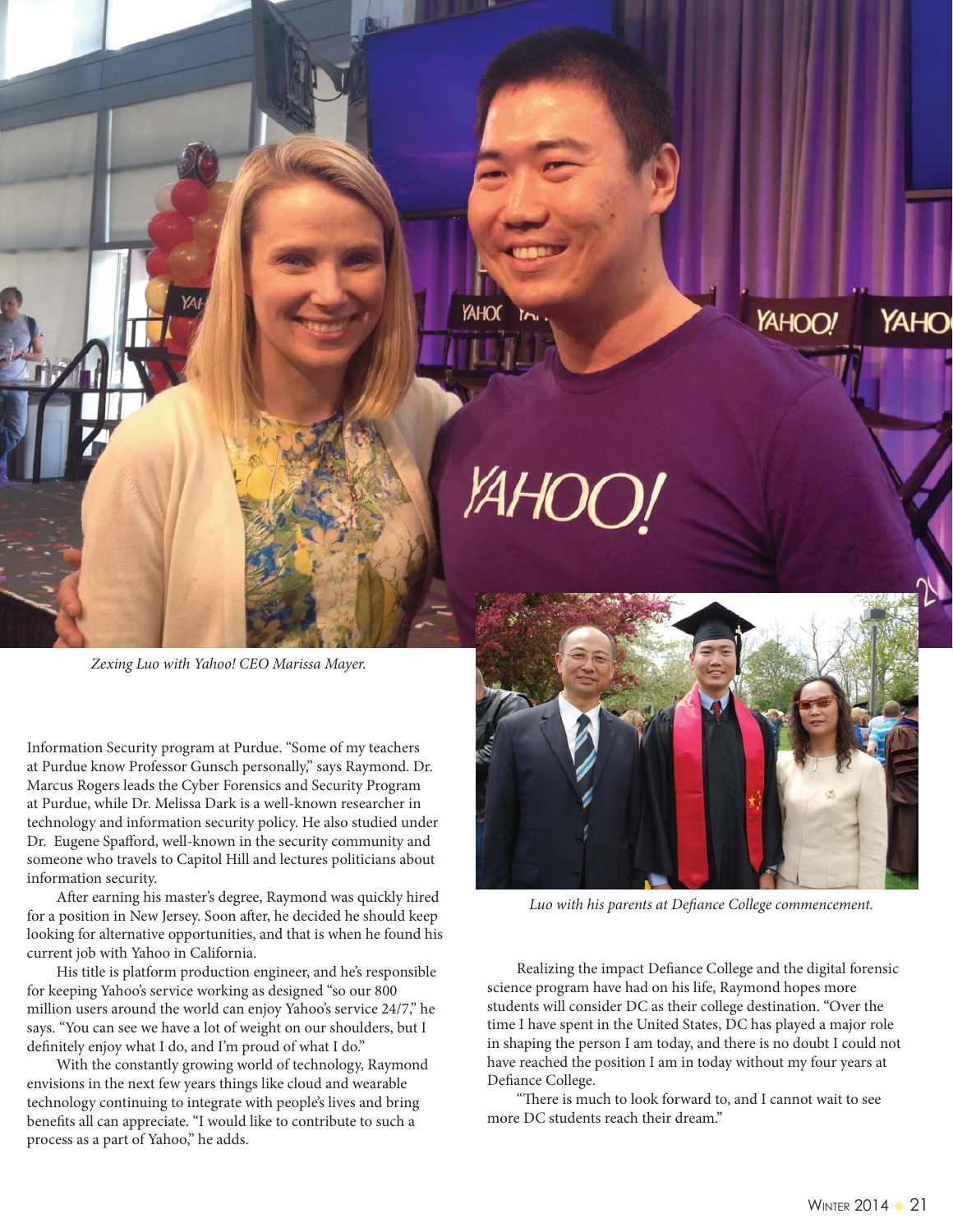*Zexing Luo with Yahoo! CEO Marissa Mayer.*

*Luo with his parents at Defiance College commencement.*

Information Security program at Purdue. "Some of my teachers at Purdue know Professor Gunsch personally," says Raymond. Dr. Marcus Rogers leads the Cyber Forensics and Security Program at Purdue, while Dr. Melissa Dark is a well-known researcher in technology and information security policy. He also studied under Dr. Eugene Spafford, well-known in the security community and someone who travels to Capitol Hill and lectures politicians about information security.

After earning his master's degree, Raymond was quickly hired for a position in New Jersey. Soon after, he decided he should keep looking for alternative opportunities, and that is when he found his current job with Yahoo in California.

His title is platform production engineer, and he's responsible for keeping Yahoo's service working as designed "so our 800 million users around the world can enjoy Yahoo's service 24/7," he says. "You can see we have a lot of weight on our shoulders, but I definitely enjoy what I do, and I'm proud of what I do."

With the constantly growing world of technology, Raymond envisions in the next few years things like cloud and wearable technology continuing to integrate with people's lives and bring benefits all can appreciate. "I would like to contribute to such a process as a part of Yahoo," he adds.

Realizing the impact Defiance College and the digital forensic science program have had on his life, Raymond hopes more students will consider DC as their college destination. "Over the time I have spent in the United States, DC has played a major role in shaping the person I am today, and there is no doubt I could not have reached the position I am in today without my four years at Defiance College.

"There is much to look forward to, and I cannot wait to see more DC students reach their dream."